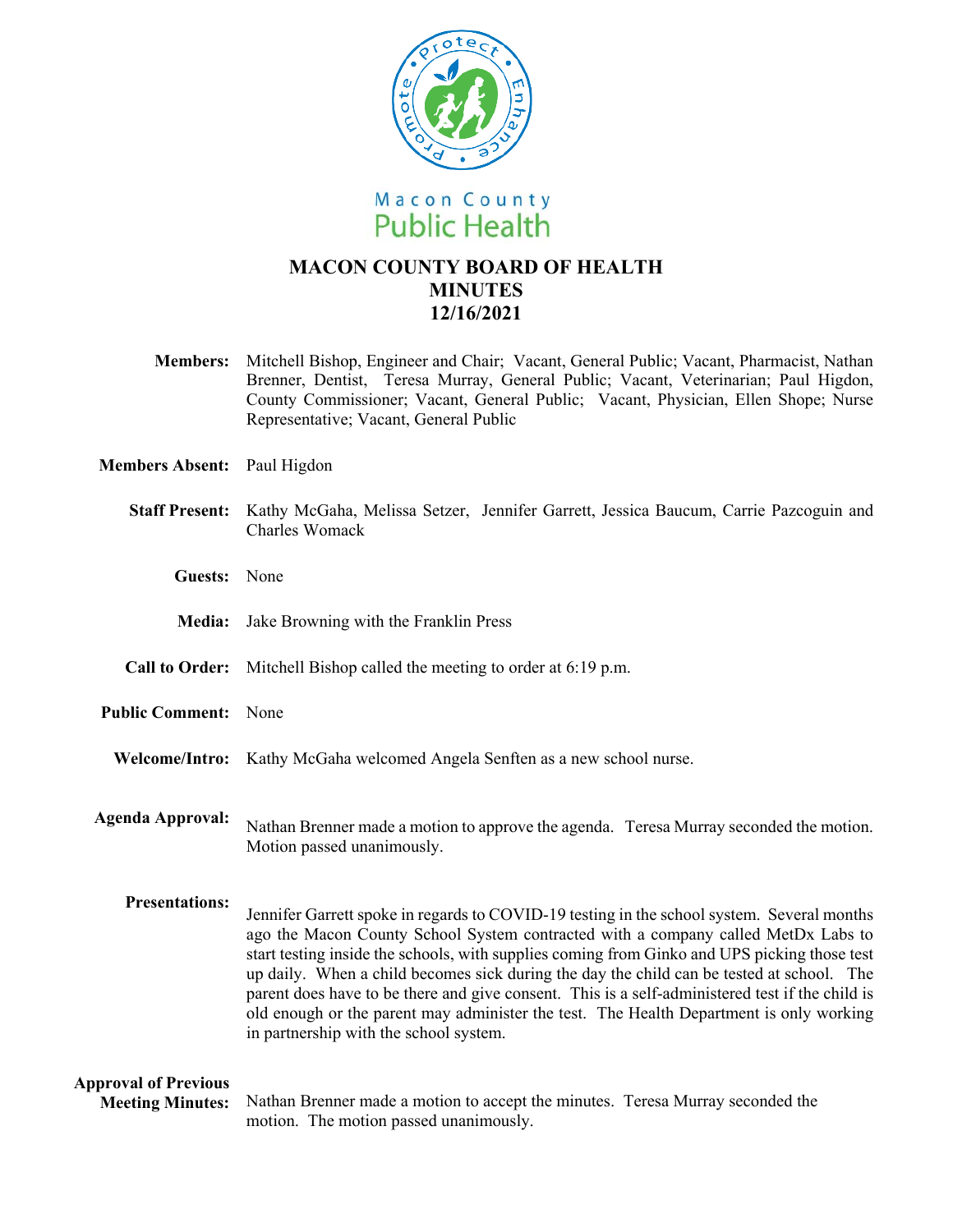Macon County Public Health

# MACON COUNTY BOARD OF HEALTH MINUTES 12/16/2021

**Members:** Mitchell Bishop, Engineer and Chair; Vacant, General Public; Vacant, Pharmacist, Nathan Brenner, Dentist, Teresa Murray, General Public; Vacant, Veterinarian; Paul Higdon, County Commissioner; Vacant, General Public; Vacant, Physician, Ellen Shope; Nurse Representative; Vacant, General Public

**Members Absent:** Paul Higdon

**Staff Present:** Kathy McGaha, Melissa Setzer, Jennifer Garrett, Jessica Baucum, Carrie Pazcoguin and Charles Womack

**Guests:** None

**Media:** Jake Browning with the Franklin Press

**Call to Order:** Mitchell Bishop called the meeting to order at 6:19 p.m.

**Public Comment:** None

**Welcome/Intro:** Kathy McGaha welcomed Angela Senften as a new school nurse.

**Agenda Approval:** Nathan Brenner made a motion to approve the agenda. Teresa Murray seconded the motion. Motion passed unanimously.

**Presentations:** Jennifer Garrett spoke in regards to COVID-19 testing in the school system. Several months ago the Macon County School System contracted with a company called MetDx Labs to start testing inside the schools, with supplies coming from Ginko and UPS picking those test up daily. When a child becomes sick during the day the child can be tested at school. The parent does have to be there and give consent. This is a self-administered test if the child is old enough or the parent may administer the test. The Health Department is only working in partnership with the school system.

**Approval of Previous Meeting Minutes:** Nathan Brenner made a motion to accept the minutes. Teresa Murray seconded the motion. The motion passed unanimously.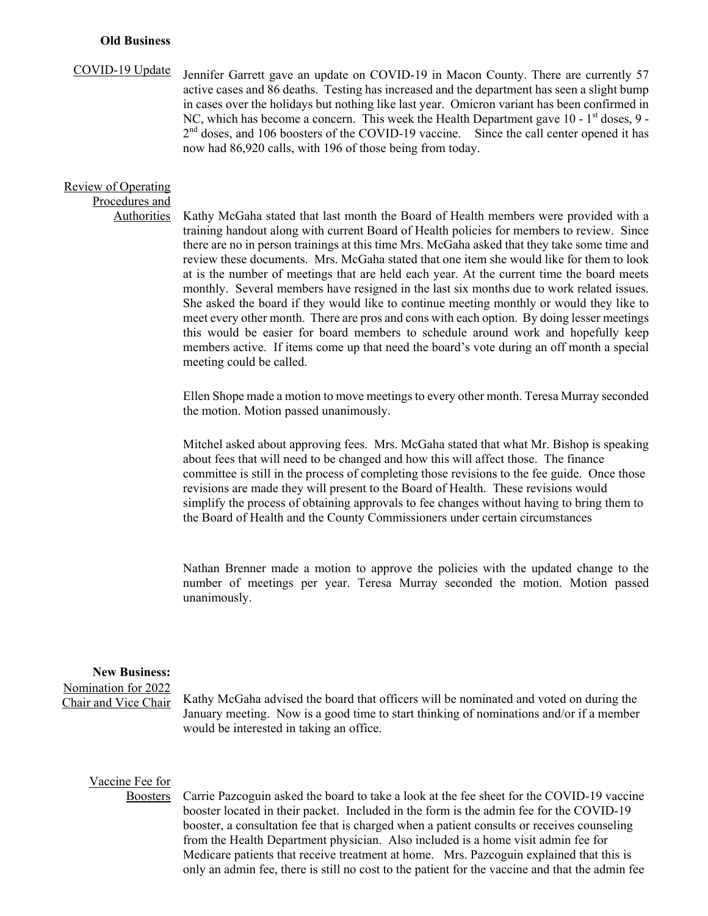**Old Business**

COVID-19 Update

Jennifer Garrett gave an update on COVID-19 in Macon County. There are currently 57 active cases and 86 deaths. Testing has increased and the department has seen a slight bump in cases over the holidays but nothing like last year. Omicron variant has been confirmed in NC, which has become a concern. This week the Health Department gave 10 - 1st doses, 9 - 2nd doses, and 106 boosters of the COVID-19 vaccine. Since the call center opened it has now had 86,920 calls, with 196 of those being from today.

Review of Operating Procedures and Authorities

Kathy McGaha stated that last month the Board of Health members were provided with a training handout along with current Board of Health policies for members to review. Since there are no in person trainings at this time Mrs. McGaha asked that they take some time and review these documents. Mrs. McGaha stated that one item she would like for them to look at is the number of meetings that are held each year. At the current time the board meets monthly. Several members have resigned in the last six months due to work related issues. She asked the board if they would like to continue meeting monthly or would they like to meet every other month. There are pros and cons with each option. By doing lesser meetings this would be easier for board members to schedule around work and hopefully keep members active. If items come up that need the board's vote during an off month a special meeting could be called.

Ellen Shope made a motion to move meetings to every other month. Teresa Murray seconded the motion. Motion passed unanimously.

Mitchel asked about approving fees. Mrs. McGaha stated that what Mr. Bishop is speaking about fees that will need to be changed and how this will affect those. The finance committee is still in the process of completing those revisions to the fee guide. Once those revisions are made they will present to the Board of Health. These revisions would simplify the process of obtaining approvals to fee changes without having to bring them to the Board of Health and the County Commissioners under certain circumstances

Nathan Brenner made a motion to approve the policies with the updated change to the number of meetings per year. Teresa Murray seconded the motion. Motion passed unanimously.

**New Business:**

Nomination for 2022 Chair and Vice Chair

Kathy McGaha advised the board that officers will be nominated and voted on during the January meeting. Now is a good time to start thinking of nominations and/or if a member would be interested in taking an office.

Vaccine Fee for Boosters

Carrie Pazcoguin asked the board to take a look at the fee sheet for the COVID-19 vaccine booster located in their packet. Included in the form is the admin fee for the COVID-19 booster, a consultation fee that is charged when a patient consults or receives counseling from the Health Department physician. Also included is a home visit admin fee for Medicare patients that receive treatment at home. Mrs. Pazcoguin explained that this is only an admin fee, there is still no cost to the patient for the vaccine and that the admin fee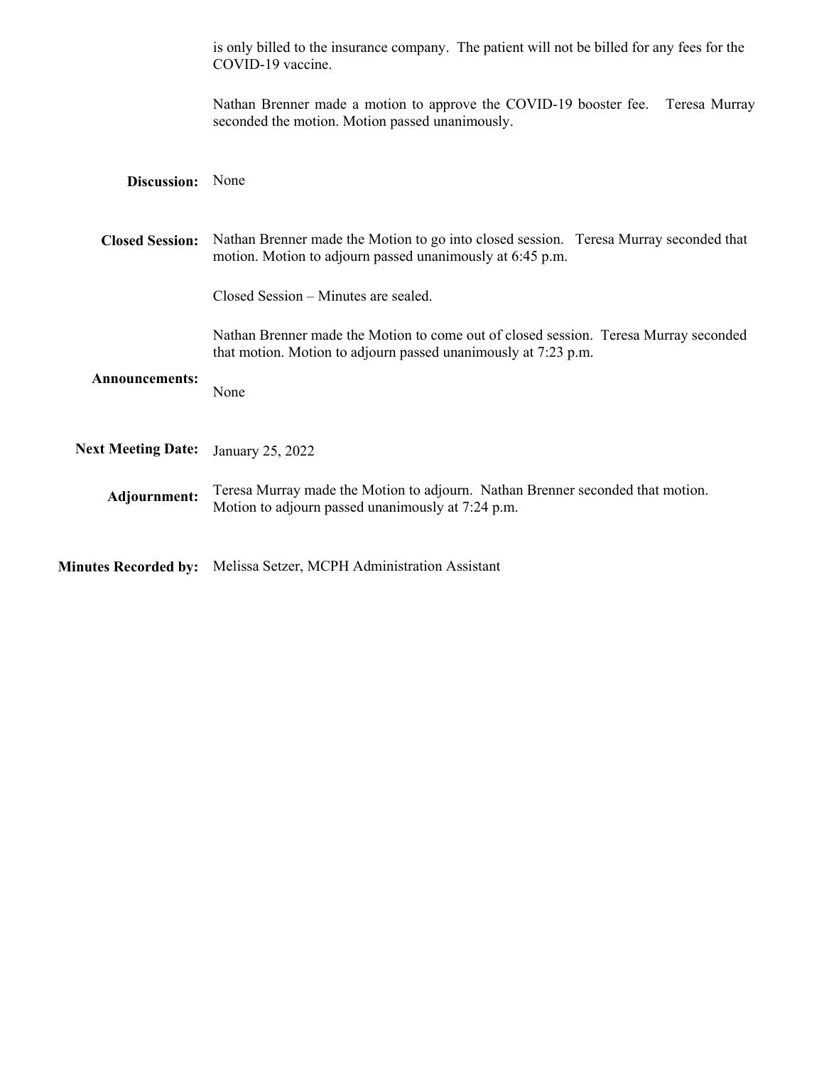is only billed to the insurance company. The patient will not be billed for any fees for the COVID-19 vaccine.

Nathan Brenner made a motion to approve the COVID-19 booster fee. Teresa Murray seconded the motion. Motion passed unanimously.

**Discussion:** None

**Closed Session:** Nathan Brenner made the Motion to go into closed session. Teresa Murray seconded that motion. Motion to adjourn passed unanimously at 6:45 p.m.

Closed Session – Minutes are sealed.

Nathan Brenner made the Motion to come out of closed session. Teresa Murray seconded that motion. Motion to adjourn passed unanimously at 7:23 p.m.

**Announcements:** None

**Next Meeting Date:** January 25, 2022

**Adjournment:** Teresa Murray made the Motion to adjourn. Nathan Brenner seconded that motion. Motion to adjourn passed unanimously at 7:24 p.m.

**Minutes Recorded by:** Melissa Setzer, MCPH Administration Assistant